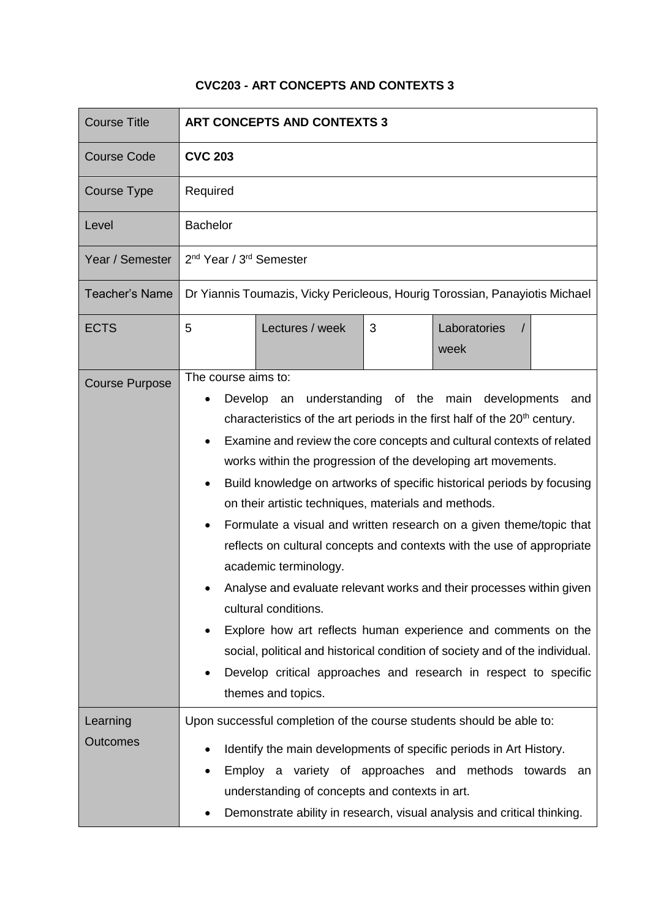**CVC203 - ART CONCEPTS AND CONTEXTS 3**

| Course Title | **ART CONCEPTS AND CONTEXTS 3** | | | | |
|---|---|---|---|---|---|
| Course Code | **CVC 203** | | | | |
| Course Type | Required | | | | |
| Level | Bachelor | | | | |
| Year / Semester | 2nd Year / 3rd Semester | | | | |
| Teacher's Name | Dr Yiannis Toumazis, Vicky Pericleous, Hourig Torossian, Panayiotis Michael | | | | |
| ECTS | 5 | Lectures / week | 3 | Laboratories / week | |
| Course Purpose | The course aims to:<br>• Develop an understanding of the main developments and characteristics of the art periods in the first half of the 20th century.<br>• Examine and review the core concepts and cultural contexts of related works within the progression of the developing art movements.<br>• Build knowledge on artworks of specific historical periods by focusing on their artistic techniques, materials and methods.<br>• Formulate a visual and written research on a given theme/topic that reflects on cultural concepts and contexts with the use of appropriate academic terminology.<br>• Analyse and evaluate relevant works and their processes within given cultural conditions.<br>• Explore how art reflects human experience and comments on the social, political and historical condition of society and of the individual.<br>• Develop critical approaches and research in respect to specific themes and topics. | | | | |
| Learning Outcomes | Upon successful completion of the course students should be able to:<br>• Identify the main developments of specific periods in Art History.<br>• Employ a variety of approaches and methods towards an understanding of concepts and contexts in art.<br>• Demonstrate ability in research, visual analysis and critical thinking. | | | | |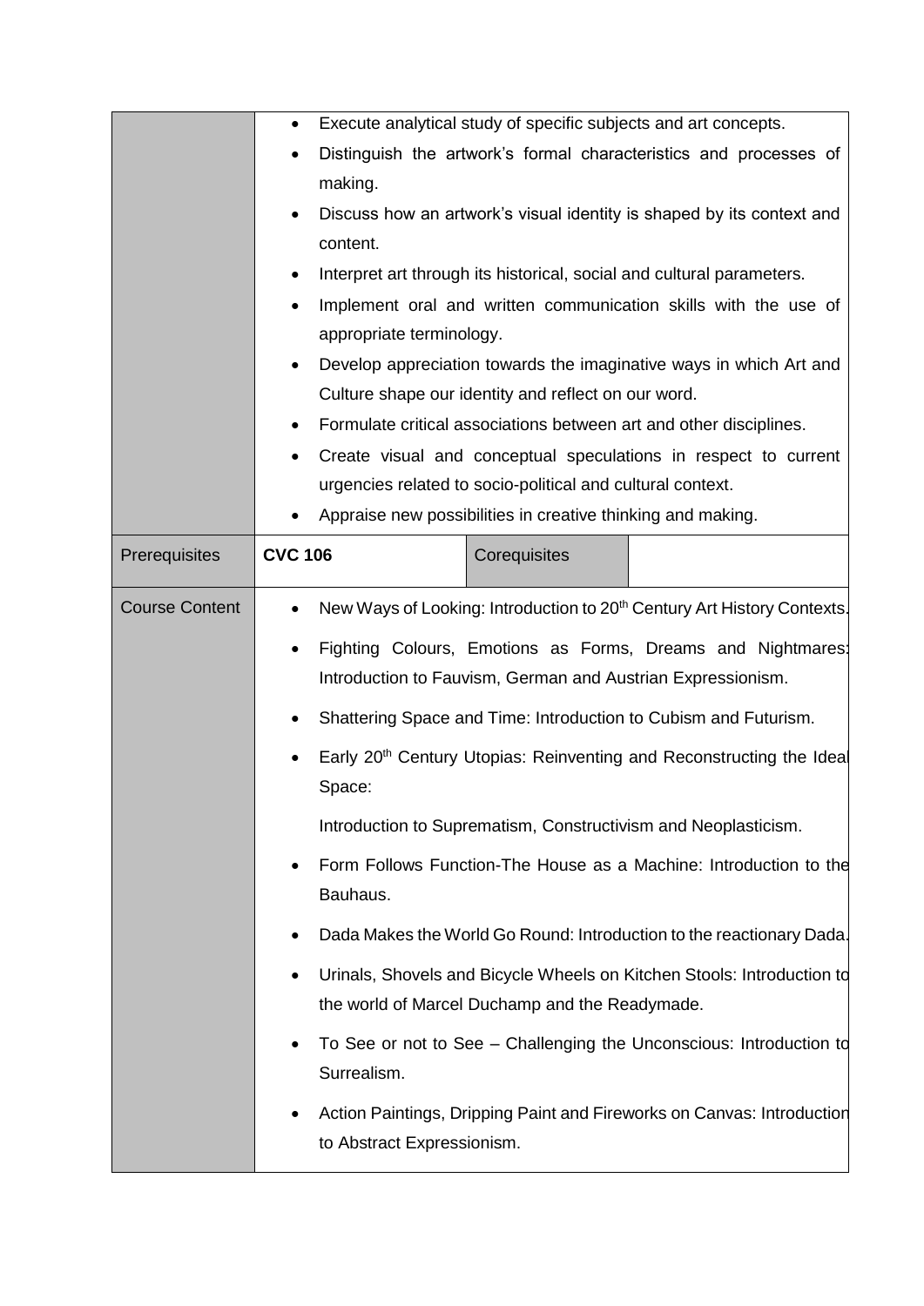| | | | |
|---|---|---|---|
| | • Execute analytical study of specific subjects and art concepts.<br>• Distinguish the artwork's formal characteristics and processes of making.<br>• Discuss how an artwork's visual identity is shaped by its context and content.<br>• Interpret art through its historical, social and cultural parameters.<br>• Implement oral and written communication skills with the use of appropriate terminology.<br>• Develop appreciation towards the imaginative ways in which Art and Culture shape our identity and reflect on our word.<br>• Formulate critical associations between art and other disciplines.<br>• Create visual and conceptual speculations in respect to current urgencies related to socio-political and cultural context.<br>• Appraise new possibilities in creative thinking and making. | | |
| Prerequisites | **CVC 106** | Corequisites | |
| Course Content | • New Ways of Looking: Introduction to 20th Century Art History Contexts.<br>• Fighting Colours, Emotions as Forms, Dreams and Nightmares: Introduction to Fauvism, German and Austrian Expressionism.<br>• Shattering Space and Time: Introduction to Cubism and Futurism.<br>• Early 20th Century Utopias: Reinventing and Reconstructing the Ideal Space:<br>Introduction to Suprematism, Constructivism and Neoplasticism.<br>• Form Follows Function-The House as a Machine: Introduction to the Bauhaus.<br>• Dada Makes the World Go Round: Introduction to the reactionary Dada.<br>• Urinals, Shovels and Bicycle Wheels on Kitchen Stools: Introduction to the world of Marcel Duchamp and the Readymade.<br>• To See or not to See – Challenging the Unconscious: Introduction to Surrealism.<br>• Action Paintings, Dripping Paint and Fireworks on Canvas: Introduction to Abstract Expressionism. | | |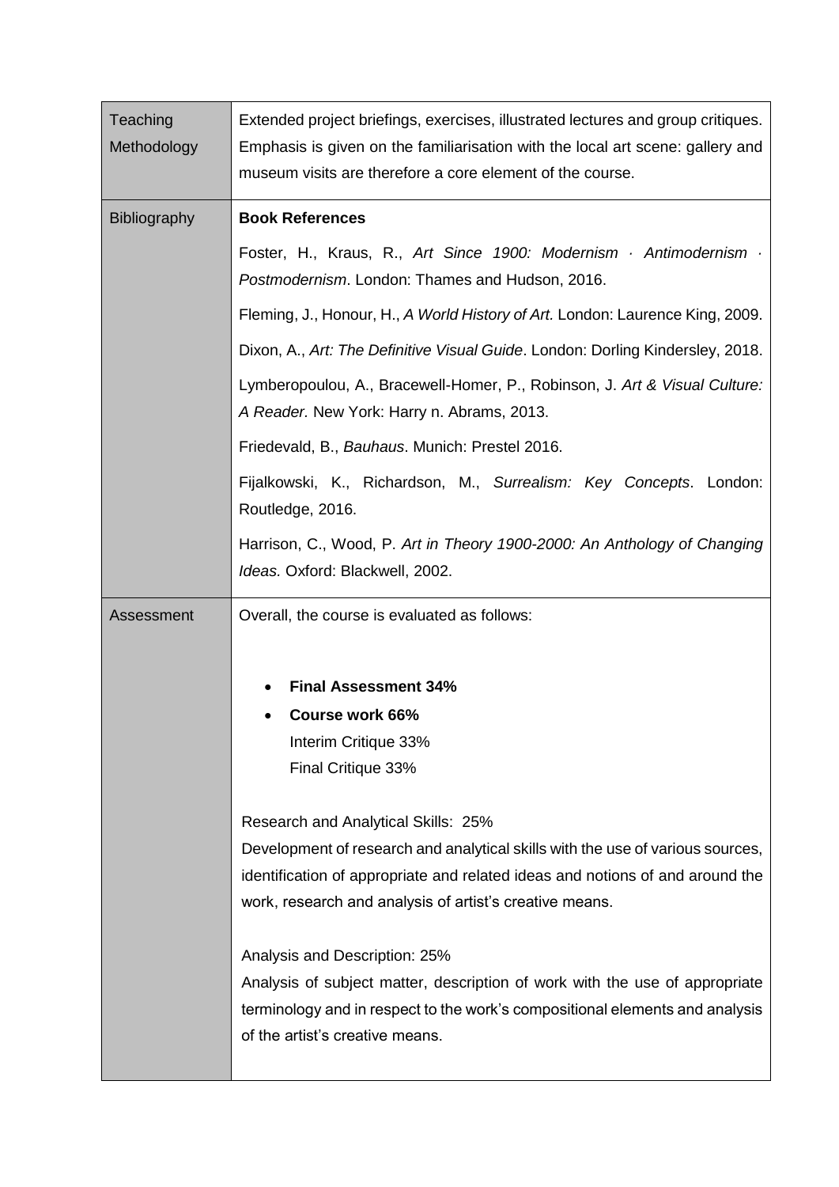| | |
|---|---|
| Teaching Methodology | Extended project briefings, exercises, illustrated lectures and group critiques. Emphasis is given on the familiarisation with the local art scene: gallery and museum visits are therefore a core element of the course. |
| Bibliography | **Book References**<br><br>Foster, H., Kraus, R., *Art Since 1900: Modernism · Antimodernism · Postmodernism*. London: Thames and Hudson, 2016.<br><br>Fleming, J., Honour, H., *A World History of Art.* London: Laurence King, 2009.<br><br>Dixon, A., *Art: The Definitive Visual Guide*. London: Dorling Kindersley, 2018.<br><br>Lymberopoulou, A., Bracewell-Homer, P., Robinson, J. *Art & Visual Culture: A Reader.* New York: Harry n. Abrams, 2013.<br><br>Friedevald, B., *Bauhaus*. Munich: Prestel 2016.<br><br>Fijalkowski, K., Richardson, M., *Surrealism: Key Concepts*. London: Routledge, 2016.<br><br>Harrison, C., Wood, P. *Art in Theory 1900-2000: An Anthology of Changing Ideas.* Oxford: Blackwell, 2002. |
| Assessment | Overall, the course is evaluated as follows:<br><br>• **Final Assessment 34%**<br>• **Course work 66%**<br>Interim Critique 33%<br>Final Critique 33%<br><br>Research and Analytical Skills: 25%<br>Development of research and analytical skills with the use of various sources, identification of appropriate and related ideas and notions of and around the work, research and analysis of artist's creative means.<br><br>Analysis and Description: 25%<br>Analysis of subject matter, description of work with the use of appropriate terminology and in respect to the work's compositional elements and analysis of the artist's creative means. |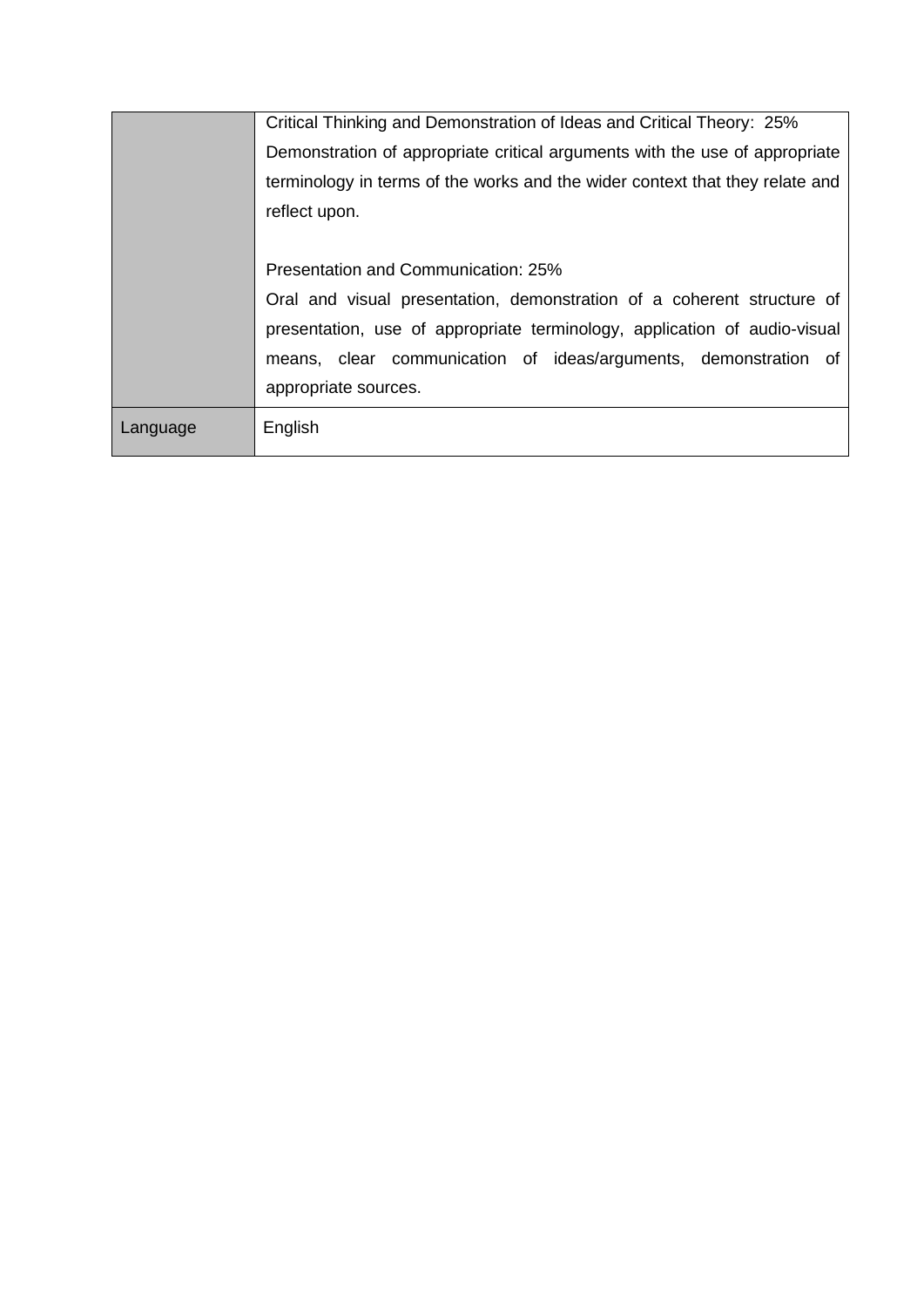| | |
|---|---|
| | Critical Thinking and Demonstration of Ideas and Critical Theory: 25%<br>Demonstration of appropriate critical arguments with the use of appropriate terminology in terms of the works and the wider context that they relate and reflect upon.<br><br>Presentation and Communication: 25%<br>Oral and visual presentation, demonstration of a coherent structure of presentation, use of appropriate terminology, application of audio-visual means, clear communication of ideas/arguments, demonstration of appropriate sources. |
| Language | English |